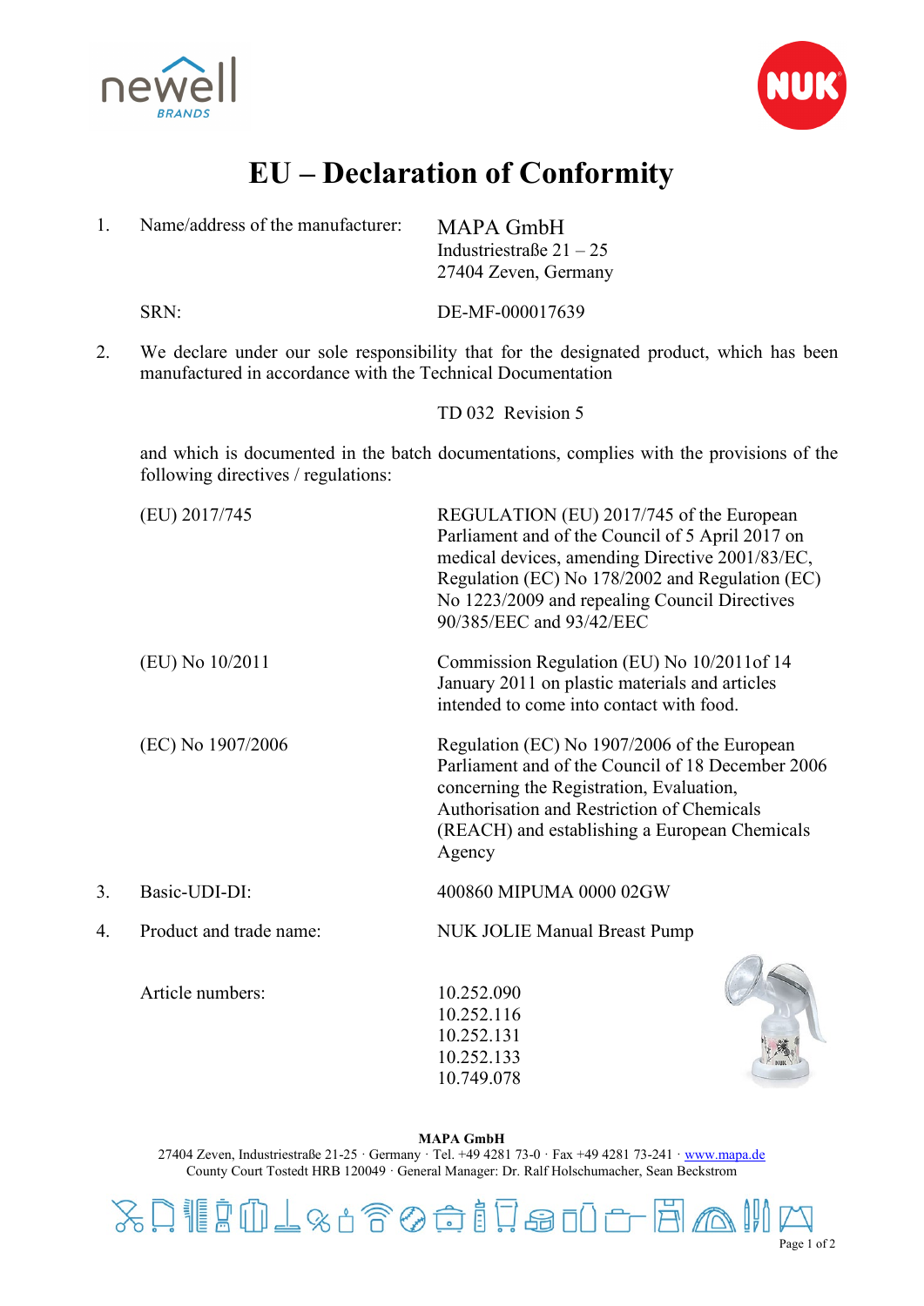# EU – Declaration of Conformity

1. Name/address of the manufacturer: MAPA GmbH
   Industriestraße 21 – 25
   27404 Zeven, Germany

   SRN: DE-MF-000017639

2. We declare under our sole responsibility that for the designated product, which has been manufactured in accordance with the Technical Documentation

   TD 032 Revision 5

   and which is documented in the batch documentations, complies with the provisions of the following directives / regulations:

| | |
|---|---|
| (EU) 2017/745 | REGULATION (EU) 2017/745 of the European Parliament and of the Council of 5 April 2017 on medical devices, amending Directive 2001/83/EC, Regulation (EC) No 178/2002 and Regulation (EC) No 1223/2009 and repealing Council Directives 90/385/EEC and 93/42/EEC |
| (EU) No 10/2011 | Commission Regulation (EU) No 10/2011of 14 January 2011 on plastic materials and articles intended to come into contact with food. |
| (EC) No 1907/2006 | Regulation (EC) No 1907/2006 of the European Parliament and of the Council of 18 December 2006 concerning the Registration, Evaluation, Authorisation and Restriction of Chemicals (REACH) and establishing a European Chemicals Agency |

3. Basic-UDI-DI: 400860 MIPUMA 0000 02GW

4. Product and trade name: NUK JOLIE Manual Breast Pump

   Article numbers:
   10.252.090
   10.252.116
   10.252.131
   10.252.133
   10.749.078

**MAPA GmbH**
27404 Zeven, Industriestraße 21-25 · Germany · Tel. +49 4281 73-0 · Fax +49 4281 73-241 · www.mapa.de
County Court Tostedt HRB 120049 · General Manager: Dr. Ralf Holschumacher, Sean Beckstrom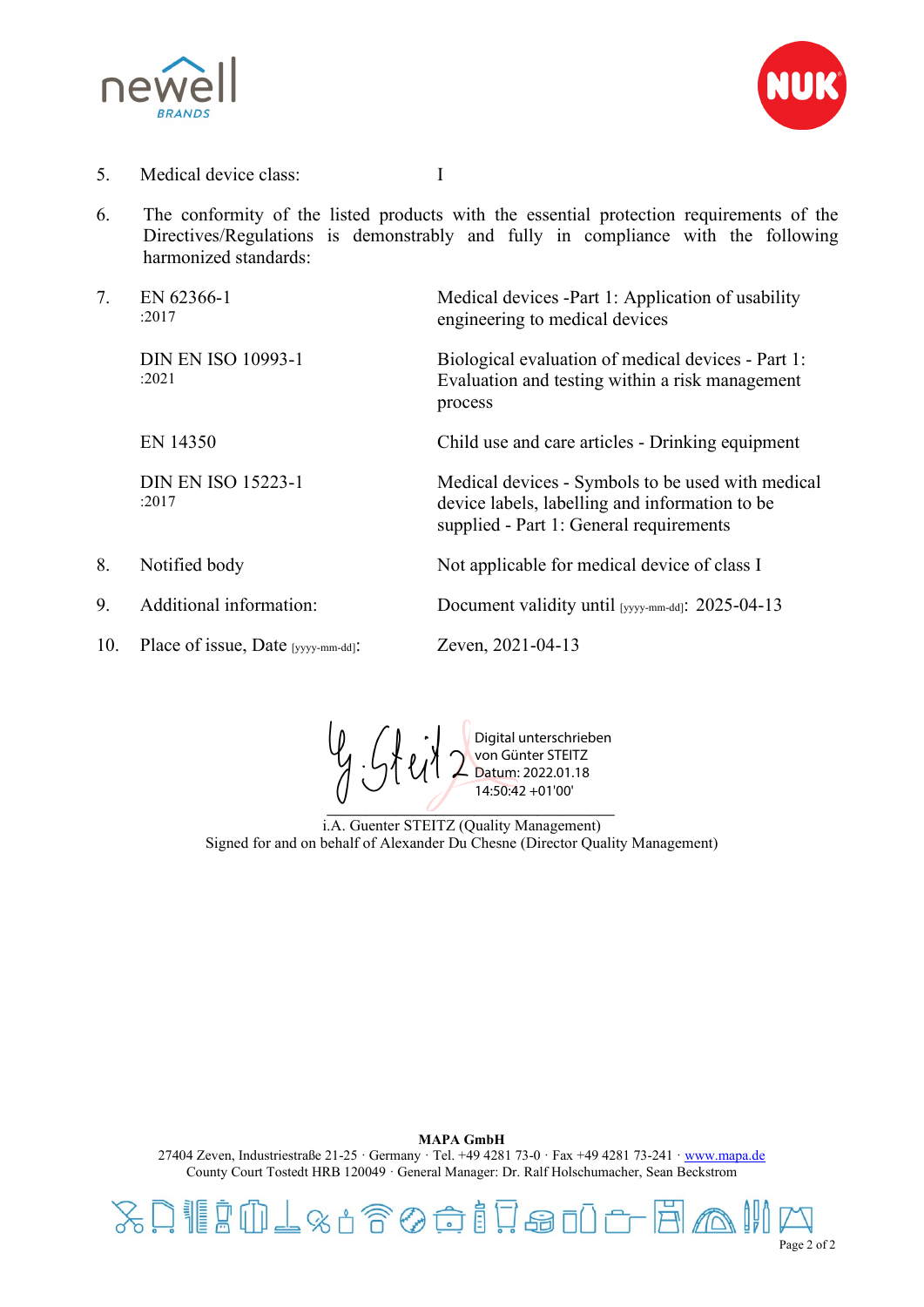5. Medical device class: I

6. The conformity of the listed products with the essential protection requirements of the Directives/Regulations is demonstrably and fully in compliance with the following harmonized standards:

| | | |
|---|---|---|
| 7. | EN 62366-1 :2017 | Medical devices -Part 1: Application of usability engineering to medical devices |
| | DIN EN ISO 10993-1 :2021 | Biological evaluation of medical devices - Part 1: Evaluation and testing within a risk management process |
| | EN 14350 | Child use and care articles - Drinking equipment |
| | DIN EN ISO 15223-1 :2017 | Medical devices - Symbols to be used with medical device labels, labelling and information to be supplied - Part 1: General requirements |
| 8. | Notified body | Not applicable for medical device of class I |
| 9. | Additional information: | Document validity until [yyyy-mm-dd]: 2025-04-13 |
| 10. | Place of issue, Date [yyyy-mm-dd]: | Zeven, 2021-04-13 |

Digital unterschrieben von Günter STEITZ
Datum: 2022.01.18
14:50:42 +01'00'

i.A. Guenter STEITZ (Quality Management)
Signed for and on behalf of Alexander Du Chesne (Director Quality Management)

**MAPA GmbH**
27404 Zeven, Industriestraße 21-25 · Germany · Tel. +49 4281 73-0 · Fax +49 4281 73-241 · www.mapa.de
County Court Tostedt HRB 120049 · General Manager: Dr. Ralf Holschumacher, Sean Beckstrom